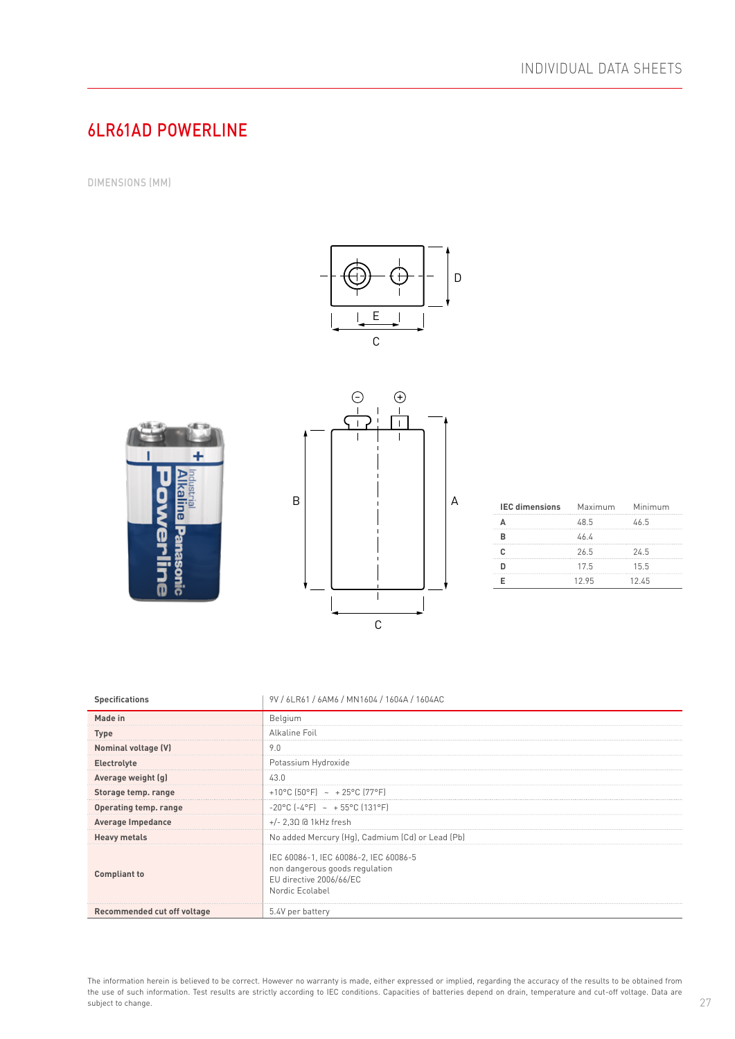# 6LR61AD POWERLINE

DIMENSIONS (MM)

| IEC dimensions | Maximum | Minimum |
|---|---|---|
| A | 48.5 | 46.5 |
| B | 46.4 | |
| C | 26.5 | 24.5 |
| D | 17.5 | 15.5 |
| E | 12.95 | 12.45 |

| Specifications | 9V / 6LR61 / 6AM6 / MN1604 / 1604A / 1604AC |
|---|---|
| Made in | Belgium |
| Type | Alkaline Foil |
| Nominal voltage (V) | 9.0 |
| Electrolyte | Potassium Hydroxide |
| Average weight (g) | 43.0 |
| Storage temp. range | +10°C (50°F) ~ + 25°C (77°F) |
| Operating temp. range | -20°C (-4°F) ~ + 55°C (131°F) |
| Average Impedance | +/- 2,3Ω @ 1kHz fresh |
| Heavy metals | No added Mercury (Hg), Cadmium (Cd) or Lead (Pb) |
| Compliant to | IEC 60086-1, IEC 60086-2, IEC 60086-5<br>non dangerous goods regulation<br>EU directive 2006/66/EC<br>Nordic Ecolabel |
| Recommended cut off voltage | 5.4V per battery |

The information herein is believed to be correct. However no warranty is made, either expressed or implied, regarding the accuracy of the results to be obtained from the use of such information. Test results are strictly according to IEC conditions. Capacities of batteries depend on drain, temperature and cut-off voltage. Data are subject to change.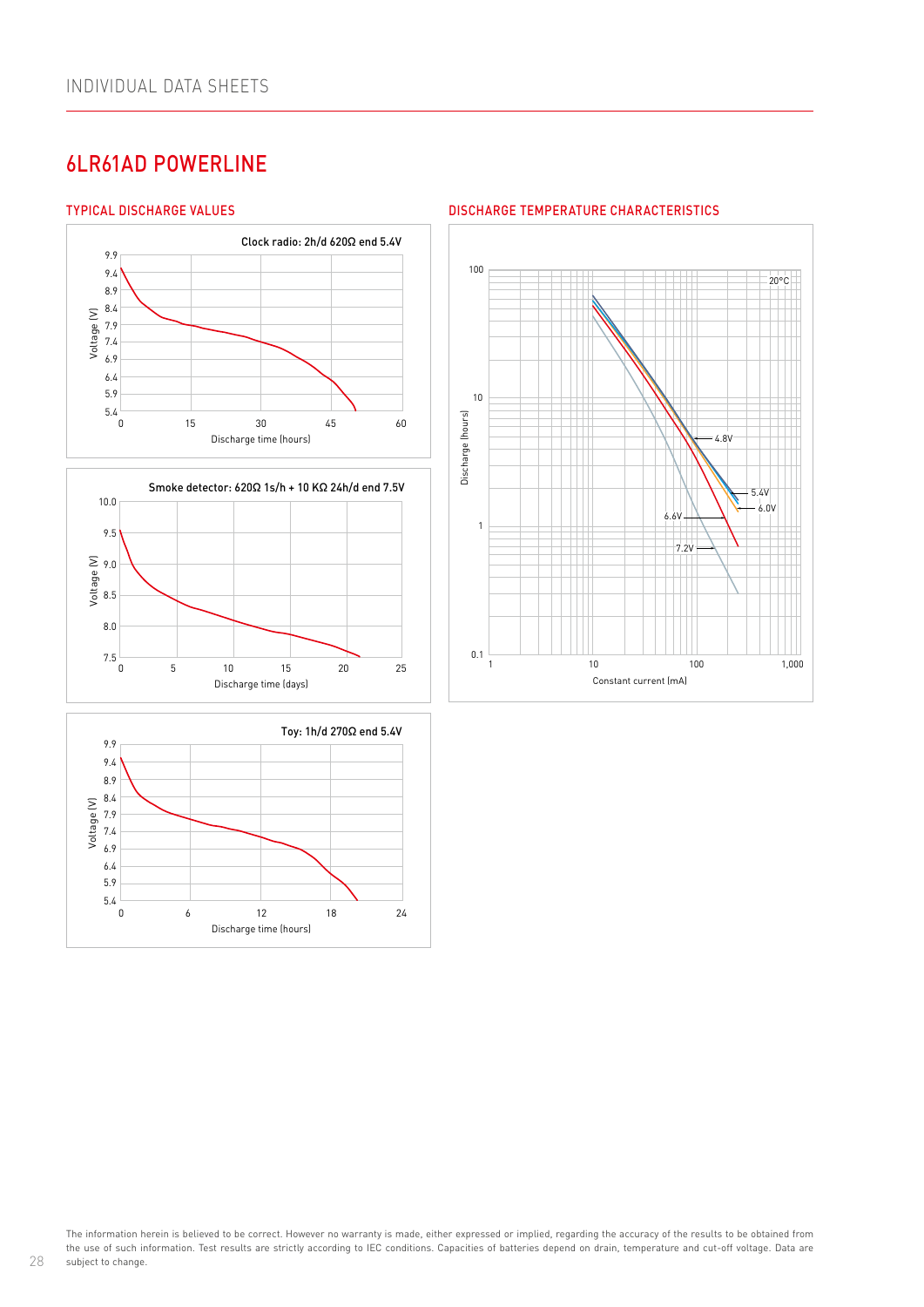## 6LR61AD POWERLINE

### TYPICAL DISCHARGE VALUES

Clock radio: 2h/d 620Ω end 5.4V

Voltage (V)

9.9
9.4
8.9
8.4
7.9
7.4
6.9
6.4
5.9
5.4

0
15
30
45
60

Discharge time (hours)

Smoke detector: 620Ω 1s/h + 10 KΩ 24h/d end 7.5V

Voltage (V)

10.0
9.5
9.0
8.5
8.0
7.5

0
5
10
15
20
25

Discharge time (days)

Toy: 1h/d 270Ω end 5.4V

Voltage (V)

9.9
9.4
8.9
8.4
7.9
7.4
6.9
6.4
5.9
5.4

0
6
12
18
24

Discharge time (hours)

### DISCHARGE TEMPERATURE CHARACTERISTICS

20°C

Discharge (hours)

100
10
1
0.1

1
10
100
1,000

Constant current (mA)

4.8V
5.4V
6.0V
6.6V
7.2V

The information herein is believed to be correct. However no warranty is made, either expressed or implied, regarding the accuracy of the results to be obtained from the use of such information. Test results are strictly according to IEC conditions. Capacities of batteries depend on drain, temperature and cut-off voltage. Data are subject to change.